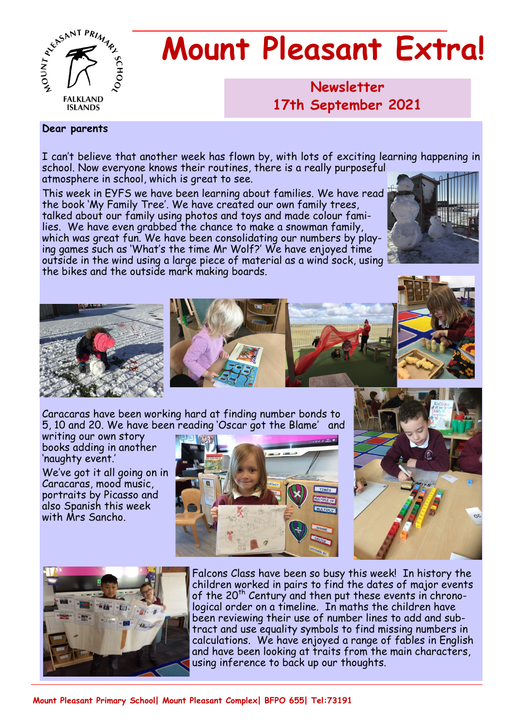# Mount Pleasant Extra!

## Newsletter
## 17th September 2021

**Dear parents**

I can't believe that another week has flown by, with lots of exciting learning happening in school. Now everyone knows their routines, there is a really purposeful atmosphere in school, which is great to see.

This week in EYFS we have been learning about families. We have read the book 'My Family Tree'. We have created our own family trees, talked about our family using photos and toys and made colour families. We have even grabbed the chance to make a snowman family, which was great fun. We have been consolidating our numbers by playing games such as 'What's the time Mr Wolf?' We have enjoyed time outside in the wind using a large piece of material as a wind sock, using the bikes and the outside mark making boards.

Caracaras have been working hard at finding number bonds to 5, 10 and 20. We have been reading 'Oscar got the Blame' and writing our own story books adding in another 'naughty event.'

We've got it all going on in Caracaras, mood music, portraits by Picasso and also Spanish this week with Mrs Sancho.

Falcons Class have been so busy this week! In history the children worked in pairs to find the dates of major events of the 20th Century and then put these events in chronological order on a timeline. In maths the children have been reviewing their use of number lines to add and subtract and use equality symbols to find missing numbers in calculations. We have enjoyed a range of fables in English and have been looking at traits from the main characters, using inference to back up our thoughts.

Mount Pleasant Primary School| Mount Pleasant Complex| BFPO 655| Tel:73191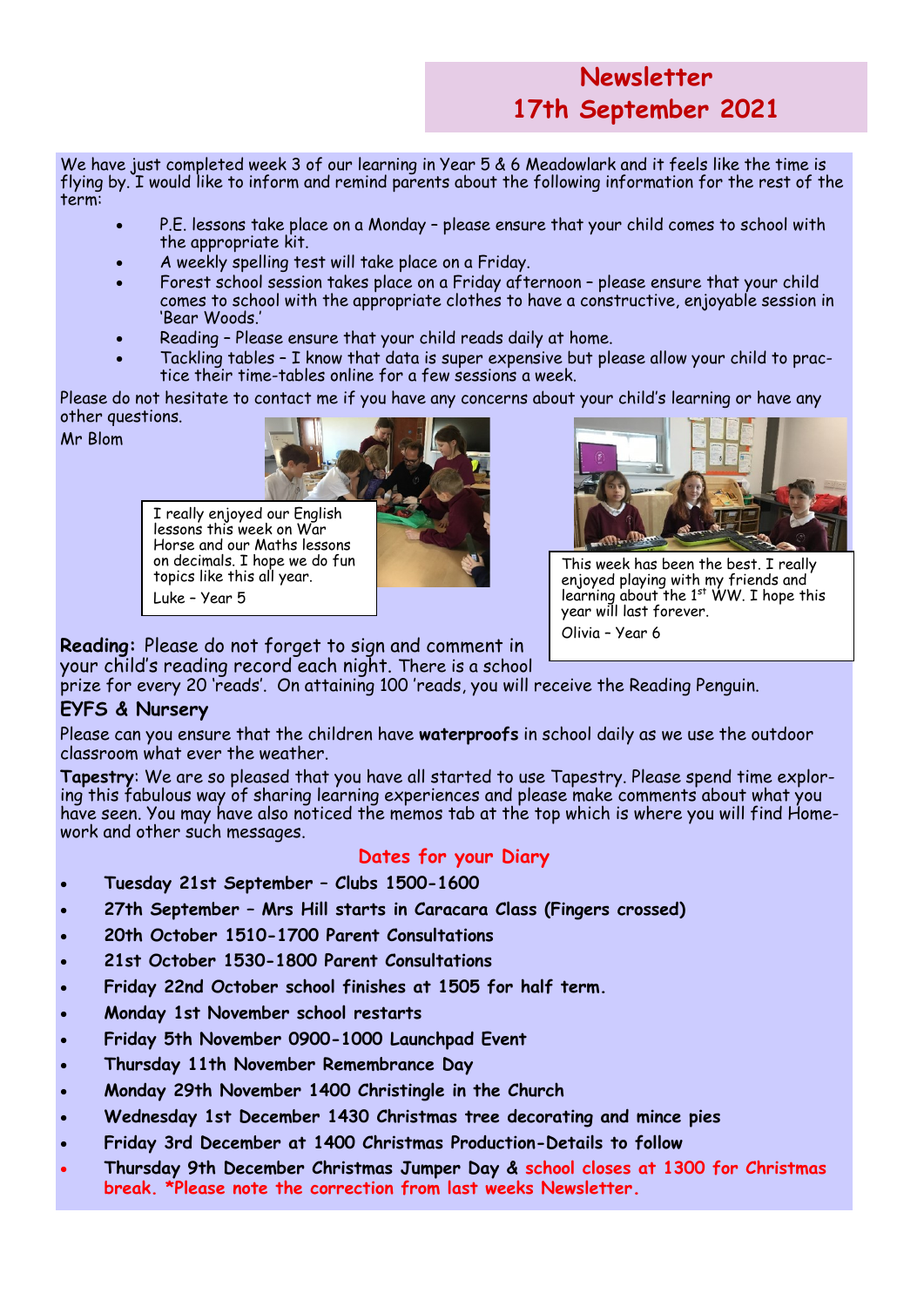# Newsletter
# 17th September 2021

We have just completed week 3 of our learning in Year 5 & 6 Meadowlark and it feels like the time is flying by. I would like to inform and remind parents about the following information for the rest of the term:

- P.E. lessons take place on a Monday – please ensure that your child comes to school with the appropriate kit.
- A weekly spelling test will take place on a Friday.
- Forest school session takes place on a Friday afternoon – please ensure that your child comes to school with the appropriate clothes to have a constructive, enjoyable session in 'Bear Woods.'
- Reading – Please ensure that your child reads daily at home.
- Tackling tables – I know that data is super expensive but please allow your child to practice their time-tables online for a few sessions a week.

Please do not hesitate to contact me if you have any concerns about your child's learning or have any other questions.

Mr Blom

I really enjoyed our English lessons this week on War Horse and our Maths lessons on decimals. I hope we do fun topics like this all year.

Luke – Year 5

This week has been the best. I really enjoyed playing with my friends and learning about the 1st WW. I hope this year will last forever.

Olivia – Year 6

**Reading:** Please do not forget to sign and comment in your child's reading record each night. There is a school prize for every 20 'reads'. On attaining 100 'reads, you will receive the Reading Penguin.

## EYFS & Nursery

Please can you ensure that the children have **waterproofs** in school daily as we use the outdoor classroom what ever the weather.

**Tapestry**: We are so pleased that you have all started to use Tapestry. Please spend time exploring this fabulous way of sharing learning experiences and please make comments about what you have seen. You may have also noticed the memos tab at the top which is where you will find Homework and other such messages.

## Dates for your Diary

- **Tuesday 21st September – Clubs 1500-1600**
- **27th September – Mrs Hill starts in Caracara Class (Fingers crossed)**
- **20th October 1510-1700 Parent Consultations**
- **21st October 1530-1800 Parent Consultations**
- **Friday 22nd October school finishes at 1505 for half term.**
- **Monday 1st November school restarts**
- **Friday 5th November 0900-1000 Launchpad Event**
- **Thursday 11th November Remembrance Day**
- **Monday 29th November 1400 Christingle in the Church**
- **Wednesday 1st December 1430 Christmas tree decorating and mince pies**
- **Friday 3rd December at 1400 Christmas Production-Details to follow**
- **Thursday 9th December Christmas Jumper Day & school closes at 1300 for Christmas break. *Please note the correction from last weeks Newsletter.**